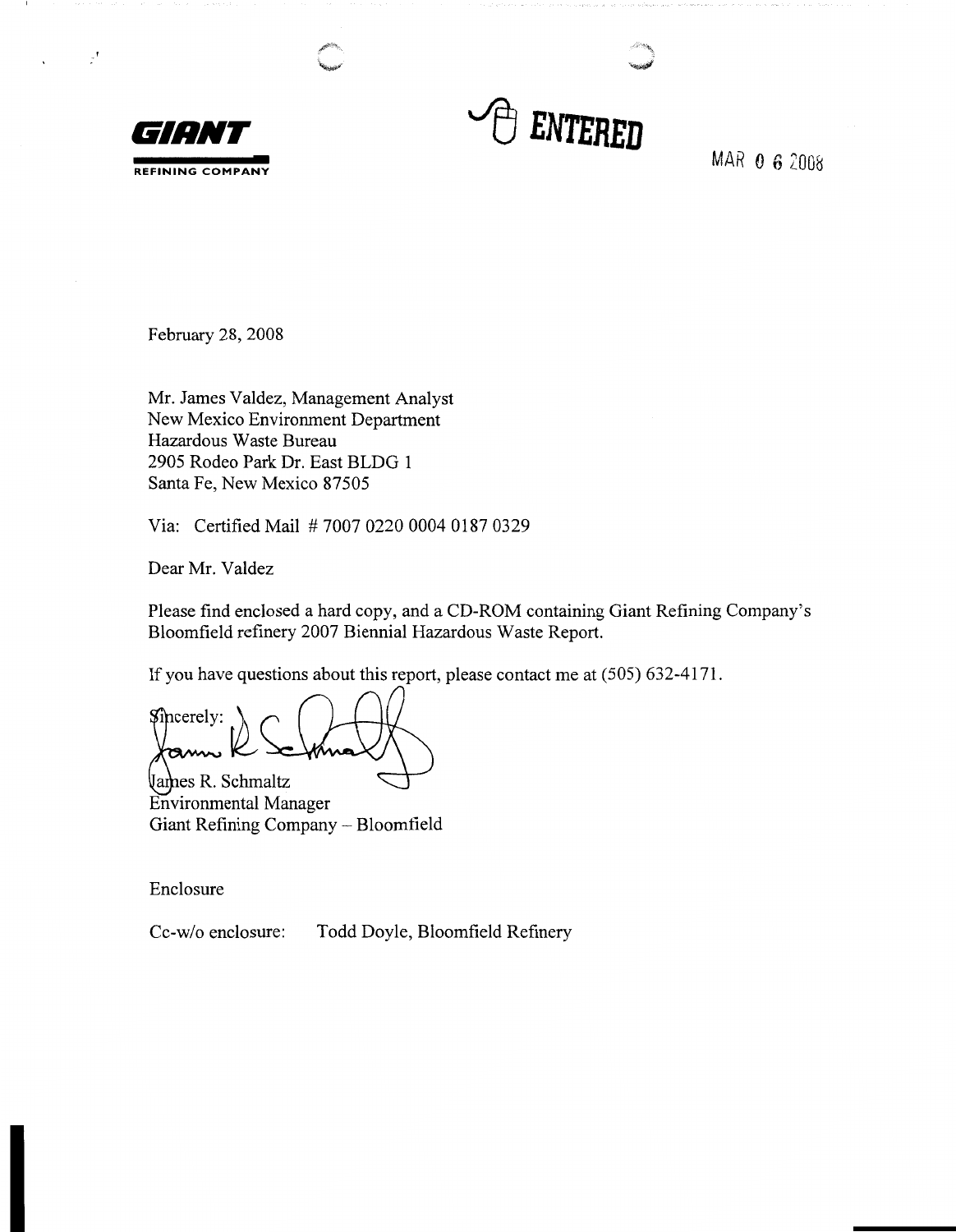**GIANT**
REFINING COMPANY

ENTERED

MAR 0 6 2008

February 28, 2008

Mr. James Valdez, Management Analyst
New Mexico Environment Department
Hazardous Waste Bureau
2905 Rodeo Park Dr. East BLDG 1
Santa Fe, New Mexico 87505

Via: Certified Mail # 7007 0220 0004 0187 0329

Dear Mr. Valdez

Please find enclosed a hard copy, and a CD-ROM containing Giant Refining Company's Bloomfield refinery 2007 Biennial Hazardous Waste Report.

If you have questions about this report, please contact me at (505) 632-4171.

Sincerely:

James R. Schmaltz
Environmental Manager
Giant Refining Company – Bloomfield

Enclosure

Cc-w/o enclosure: Todd Doyle, Bloomfield Refinery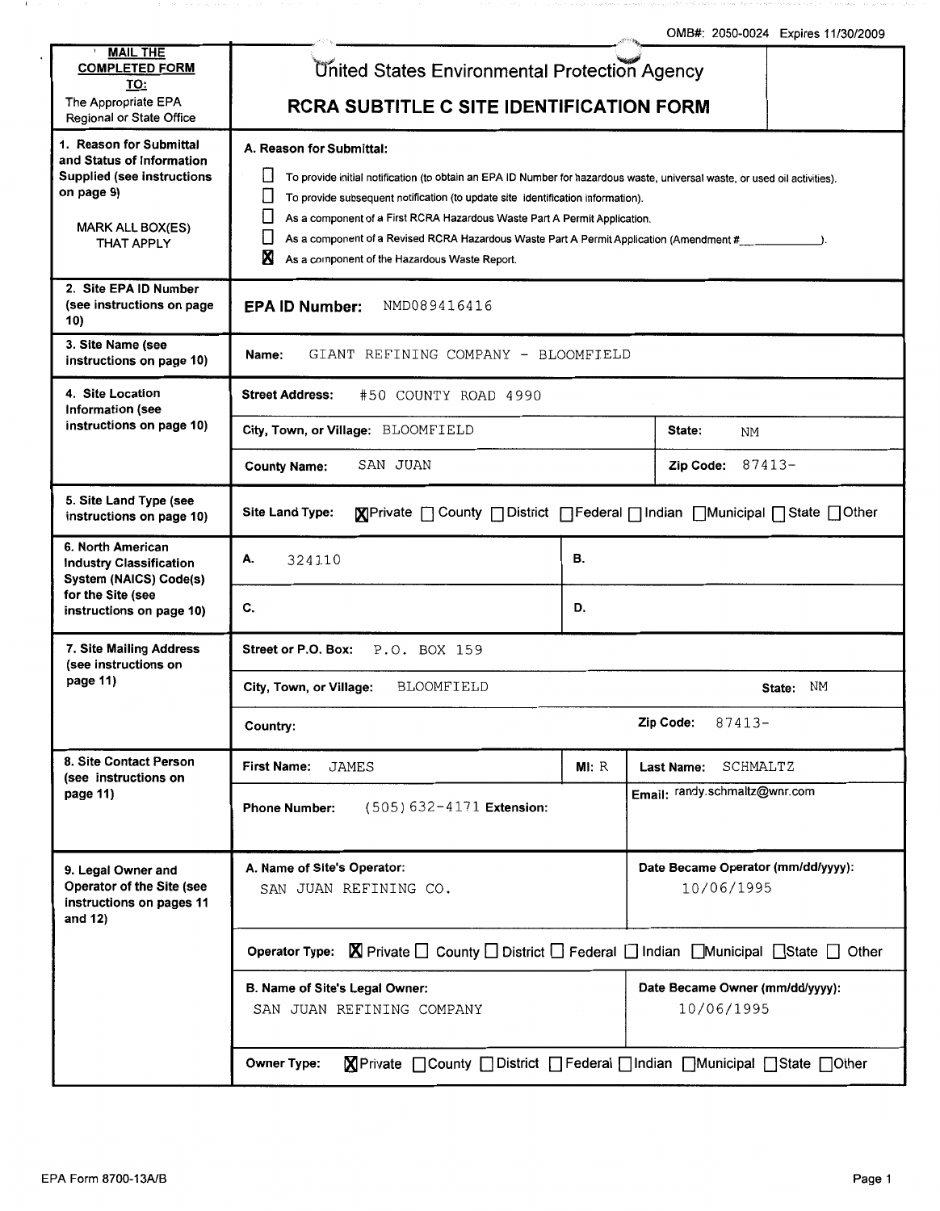OMB#: 2050-0024 Expires 11/30/2009

| **MAIL THE COMPLETED FORM TO:** The Appropriate EPA Regional or State Office | United States Environmental Protection Agency<br>**RCRA SUBTITLE C SITE IDENTIFICATION FORM** | | | |
|---|---|---|---|---|
| **1. Reason for Submittal and Status of Information Supplied (see instructions on page 9)**<br><br>MARK ALL BOX(ES) THAT APPLY | **A. Reason for Submittal:**<br>☐ To provide initial notification (to obtain an EPA ID Number for hazardous waste, universal waste, or used oil activities).<br>☐ To provide subsequent notification (to update site identification information).<br>☐ As a component of a First RCRA Hazardous Waste Part A Permit Application.<br>☐ As a component of a Revised RCRA Hazardous Waste Part A Permit Application (Amendment #\_\_\_\_\_\_\_\_\_\_\_\_).<br>☒ As a component of the Hazardous Waste Report. | | | |
| **2. Site EPA ID Number (see instructions on page 10)** | **EPA ID Number:** NMD089416416 | | | |
| **3. Site Name (see instructions on page 10)** | **Name:** GIANT REFINING COMPANY - BLOOMFIELD | | | |
| **4. Site Location Information (see instructions on page 10)** | **Street Address:** #50 COUNTY ROAD 4990 | | | |
| | **City, Town, or Village:** BLOOMFIELD | | **State:** NM | |
| | **County Name:** SAN JUAN | | **Zip Code:** 87413- | |
| **5. Site Land Type (see instructions on page 10)** | **Site Land Type:** ☒Private ☐ County ☐ District ☐ Federal ☐ Indian ☐ Municipal ☐ State ☐ Other | | | |
| **6. North American Industry Classification System (NAICS) Code(s) for the Site (see instructions on page 10)** | **A.** 324110 | **B.** | | |
| | **C.** | **D.** | | |
| **7. Site Mailing Address (see instructions on page 11)** | **Street or P.O. Box:** P.O. BOX 159 | | | |
| | **City, Town, or Village:** BLOOMFIELD | | **State:** NM | |
| | **Country:** | | **Zip Code:** 87413- | |
| **8. Site Contact Person (see instructions on page 11)** | **First Name:** JAMES | **MI:** R | **Last Name:** SCHMALTZ | |
| | **Phone Number:** (505)632-4171 **Extension:** | | **Email:** randy.schmaltz@wnr.com | |
| **9. Legal Owner and Operator of the Site (see instructions on pages 11 and 12)** | **A. Name of Site's Operator:** SAN JUAN REFINING CO. | | **Date Became Operator (mm/dd/yyyy):** 10/06/1995 | |
| | **Operator Type:** ☒ Private ☐ County ☐ District ☐ Federal ☐ Indian ☐ Municipal ☐ State ☐ Other | | | |
| | **B. Name of Site's Legal Owner:** SAN JUAN REFINING COMPANY | | **Date Became Owner (mm/dd/yyyy):** 10/06/1995 | |
| | **Owner Type:** ☒Private ☐ County ☐ District ☐ Federal ☐ Indian ☐ Municipal ☐ State ☐ Other | | | |

EPA Form 8700-13A/B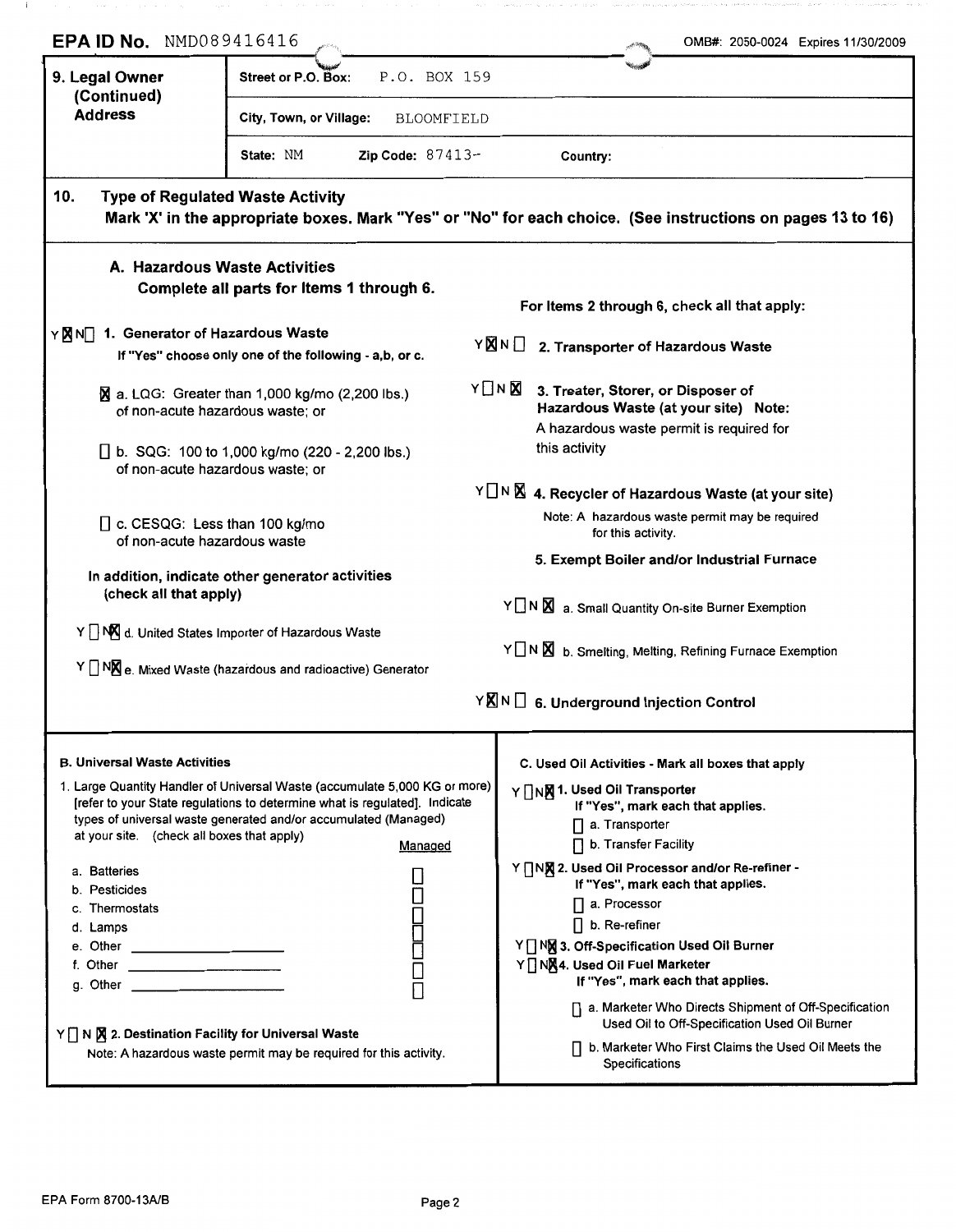**EPA ID No.** NMD089416416 OMB#: 2050-0024 Expires 11/30/2009

| **9. Legal Owner (Continued) Address** | **Street or P.O. Box:** P.O. BOX 159 | | |
|---|---|---|---|
| | **City, Town, or Village:** BLOOMFIELD | | |
| | **State:** NM | **Zip Code:** 87413- | **Country:** |

## 10. Type of Regulated Waste Activity

**Mark 'X' in the appropriate boxes. Mark "Yes" or "No" for each choice. (See instructions on pages 13 to 16)**

### A. Hazardous Waste Activities

**Complete all parts for Items 1 through 6.**

Y [X] N [ ] **1. Generator of Hazardous Waste**
If "Yes" choose only one of the following - a,b, or c.

- [X] a. LQG: Greater than 1,000 kg/mo (2,200 lbs.) of non-acute hazardous waste; or
- [ ] b. SQG: 100 to 1,000 kg/mo (220 - 2,200 lbs.) of non-acute hazardous waste; or
- [ ] c. CESQG: Less than 100 kg/mo of non-acute hazardous waste

**In addition, indicate other generator activities (check all that apply)**

Y [ ] N [X] d. United States Importer of Hazardous Waste

Y [ ] N [X] e. Mixed Waste (hazardous and radioactive) Generator

**For Items 2 through 6, check all that apply:**

Y [X] N [ ] **2. Transporter of Hazardous Waste**

Y [ ] N [X] **3. Treater, Storer, or Disposer of Hazardous Waste (at your site) Note:** A hazardous waste permit is required for this activity

Y [ ] N [X] **4. Recycler of Hazardous Waste (at your site)**
Note: A hazardous waste permit may be required for this activity.

**5. Exempt Boiler and/or Industrial Furnace**

Y [ ] N [X] a. Small Quantity On-site Burner Exemption

Y [ ] N [X] b. Smelting, Melting, Refining Furnace Exemption

Y [X] N [ ] **6. Underground Injection Control**

### B. Universal Waste Activities

1. Large Quantity Handler of Universal Waste (accumulate 5,000 KG or more) [refer to your State regulations to determine what is regulated]. Indicate types of universal waste generated and/or accumulated (Managed) at your site. (check all boxes that apply)

| | Managed |
|---|---|
| a. Batteries | [ ] |
| b. Pesticides | [ ] |
| c. Thermostats | [ ] |
| d. Lamps | [ ] |
| e. Other ________ | [ ] |
| f. Other ________ | [ ] |
| g. Other ________ | [ ] |

Y [ ] N [X] **2. Destination Facility for Universal Waste**
Note: A hazardous waste permit may be required for this activity.

### C. Used Oil Activities - Mark all boxes that apply

Y [ ] N [X] **1. Used Oil Transporter**
If "Yes", mark each that applies.
- [ ] a. Transporter
- [ ] b. Transfer Facility

Y [ ] N [X] **2. Used Oil Processor and/or Re-refiner -**
If "Yes", mark each that applies.
- [ ] a. Processor
- [ ] b. Re-refiner

Y [ ] N [X] **3. Off-Specification Used Oil Burner**

Y [ ] N [X] **4. Used Oil Fuel Marketer**
If "Yes", mark each that applies.
- [ ] a. Marketer Who Directs Shipment of Off-Specification Used Oil to Off-Specification Used Oil Burner
- [ ] b. Marketer Who First Claims the Used Oil Meets the Specifications

EPA Form 8700-13A/B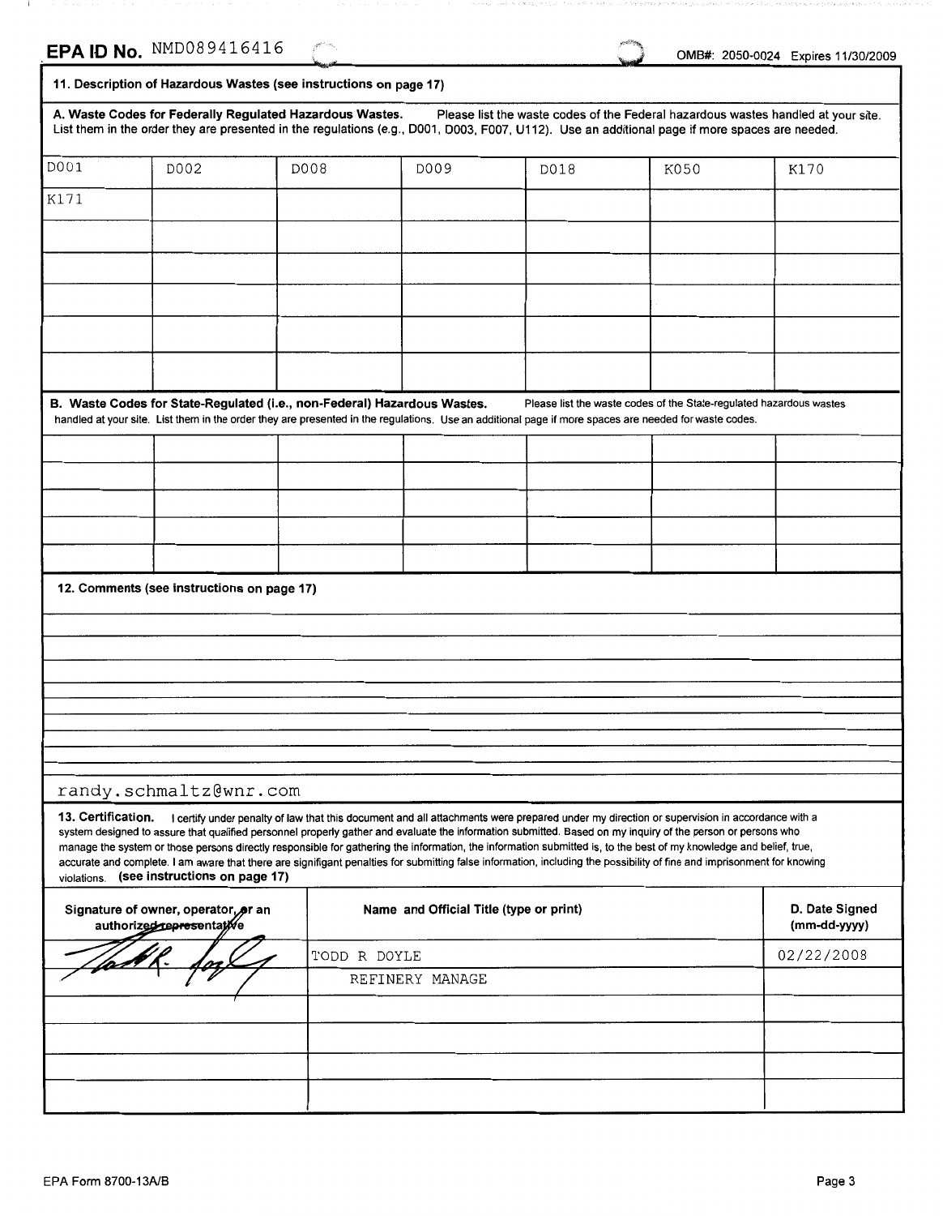**EPA ID No.** NMD089416416

OMB#: 2050-0024 Expires 11/30/2009

## 11. Description of Hazardous Wastes (see instructions on page 17)

**A. Waste Codes for Federally Regulated Hazardous Wastes.** Please list the waste codes of the Federal hazardous wastes handled at your site. List them in the order they are presented in the regulations (e.g., D001, D003, F007, U112). Use an additional page if more spaces are needed.

| | | | | | | |
|---|---|---|---|---|---|---|
| D001 | D002 | D008 | D009 | D018 | K050 | K170 |
| K171 | | | | | | |
| | | | | | | |
| | | | | | | |
| | | | | | | |
| | | | | | | |
| | | | | | | |

**B. Waste Codes for State-Regulated (i.e., non-Federal) Hazardous Wastes.** Please list the waste codes of the State-regulated hazardous wastes handled at your site. List them in the order they are presented in the regulations. Use an additional page if more spaces are needed for waste codes.

| | | | | | | |
|---|---|---|---|---|---|---|
| | | | | | | |
| | | | | | | |
| | | | | | | |
| | | | | | | |
| | | | | | | |

## 12. Comments (see instructions on page 17)

randy.schmaltz@wnr.com

**13. Certification.** I certify under penalty of law that this document and all attachments were prepared under my direction or supervision in accordance with a system designed to assure that qualified personnel properly gather and evaluate the information submitted. Based on my inquiry of the person or persons who manage the system or those persons directly responsible for gathering the information, the information submitted is, to the best of my knowledge and belief, true, accurate and complete. I am aware that there are significant penalties for submitting false information, including the possibility of fine and imprisonment for knowing violations. **(see instructions on page 17)**

| Signature of owner, operator, or an authorized representative | Name and Official Title (type or print) | D. Date Signed (mm-dd-yyyy) |
|---|---|---|
| [signature] | TODD R DOYLE | 02/22/2008 |
| | REFINERY MANAGE | |
| | | |
| | | |
| | | |
| | | |

EPA Form 8700-13A/B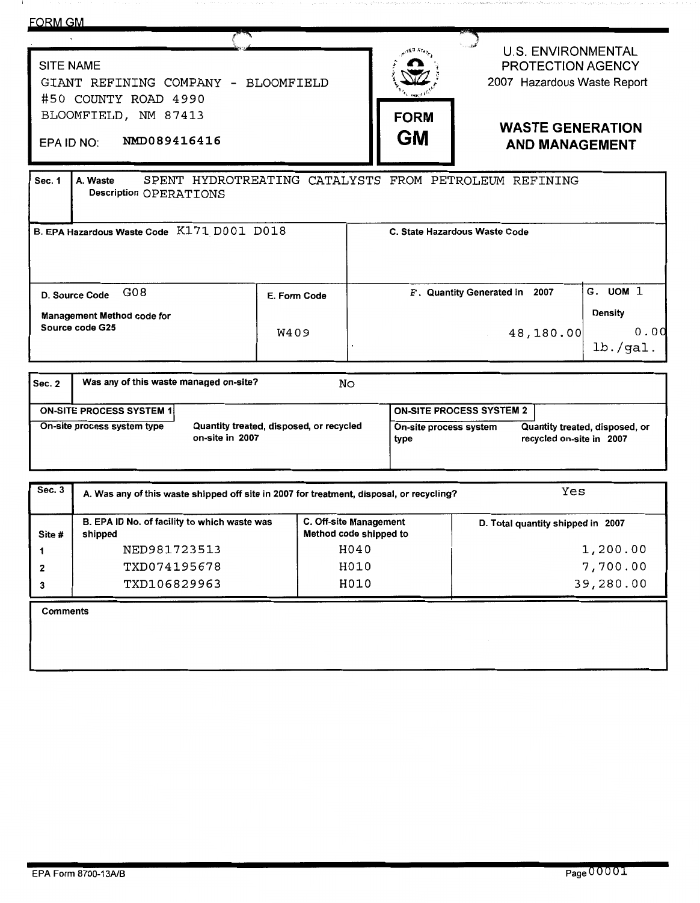FORM GM

| SITE NAME | |
|---|---|
| GIANT REFINING COMPANY - BLOOMFIELD | |
| #50 COUNTY ROAD 4990 | |
| BLOOMFIELD, NM 87413 | |
| EPA ID NO: | NMD089416416 |

**FORM GM**

U.S. ENVIRONMENTAL PROTECTION AGENCY
2007 Hazardous Waste Report

## WASTE GENERATION AND MANAGEMENT

| Sec. 1 | A. Waste Description | SPENT HYDROTREATING CATALYSTS FROM PETROLEUM REFINING OPERATIONS | |
|---|---|---|---|
| B. EPA Hazardous Waste Code | K171 D001 D018 | C. State Hazardous Waste Code | |
| D. Source Code G08 / Management Method code for Source code G25 | E. Form Code W409 | F. Quantity Generated in 2007: 48,180.00 | G. UOM 1 / Density 0.00 lb./gal. |

| Sec. 2 | Was any of this waste managed on-site? | No | |
|---|---|---|---|
| **ON-SITE PROCESS SYSTEM 1** | | **ON-SITE PROCESS SYSTEM 2** | |
| On-site process system type | Quantity treated, disposed, or recycled on-site in 2007 | On-site process system type | Quantity treated, disposed, or recycled on-site in 2007 |
| | | | |

**Sec. 3** A. Was any of this waste shipped off site in 2007 for treatment, disposal, or recycling? Yes

| Site # | B. EPA ID No. of facility to which waste was shipped | C. Off-site Management Method code shipped to | D. Total quantity shipped in 2007 |
|---|---|---|---|
| 1 | NED981723513 | H040 | 1,200.00 |
| 2 | TXD074195678 | H010 | 7,700.00 |
| 3 | TXD106829963 | H010 | 39,280.00 |

**Comments**

EPA Form 8700-13A/B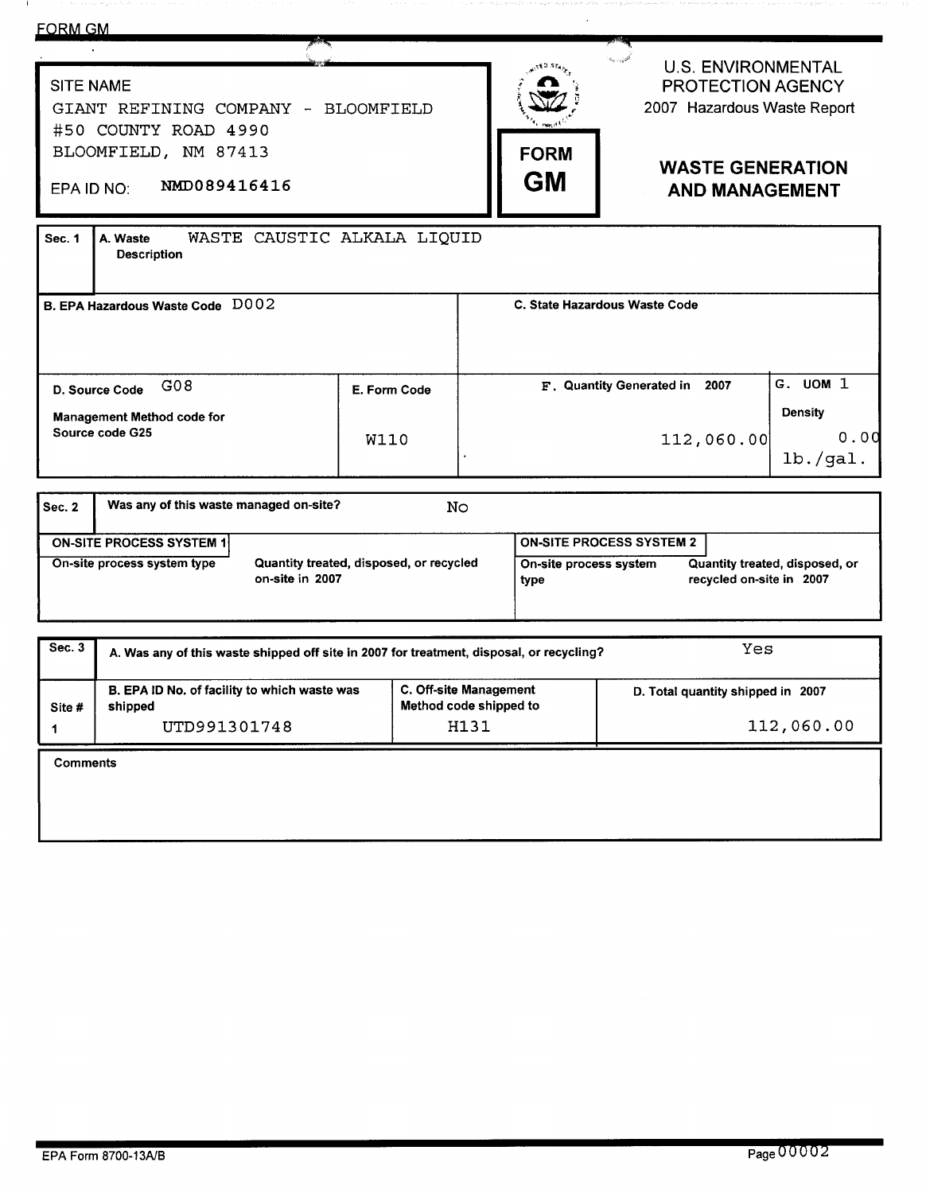FORM GM

| SITE NAME | |
|---|---|
| GIANT REFINING COMPANY - BLOOMFIELD | |
| #50 COUNTY ROAD 4990 | |
| BLOOMFIELD, NM 87413 | |
| EPA ID NO: | NMD089416416 |

**FORM GM**

U.S. ENVIRONMENTAL PROTECTION AGENCY
2007 Hazardous Waste Report

## WASTE GENERATION AND MANAGEMENT

| Sec. 1 | A. Waste Description | WASTE CAUSTIC ALKALA LIQUID | |
|---|---|---|---|
| B. EPA Hazardous Waste Code | D002 | C. State Hazardous Waste Code | |
| D. Source Code G08<br>Management Method code for Source code G25 | E. Form Code<br>W110 | F. Quantity Generated in 2007<br>112,060.00 | G. UOM 1<br>Density 0.00 lb./gal. |

| Sec. 2 | Was any of this waste managed on-site? | No | |
|---|---|---|---|
| ON-SITE PROCESS SYSTEM 1 | | ON-SITE PROCESS SYSTEM 2 | |
| On-site process system type | Quantity treated, disposed, or recycled on-site in 2007 | On-site process system type | Quantity treated, disposed, or recycled on-site in 2007 |
| | | | |

| Sec. 3 | A. Was any of this waste shipped off site in 2007 for treatment, disposal, or recycling? | | Yes |
|---|---|---|---|
| Site # | B. EPA ID No. of facility to which waste was shipped | C. Off-site Management Method code shipped to | D. Total quantity shipped in 2007 |
| 1 | UTD991301748 | H131 | 112,060.00 |

| Comments |
|---|
| |

EPA Form 8700-13A/B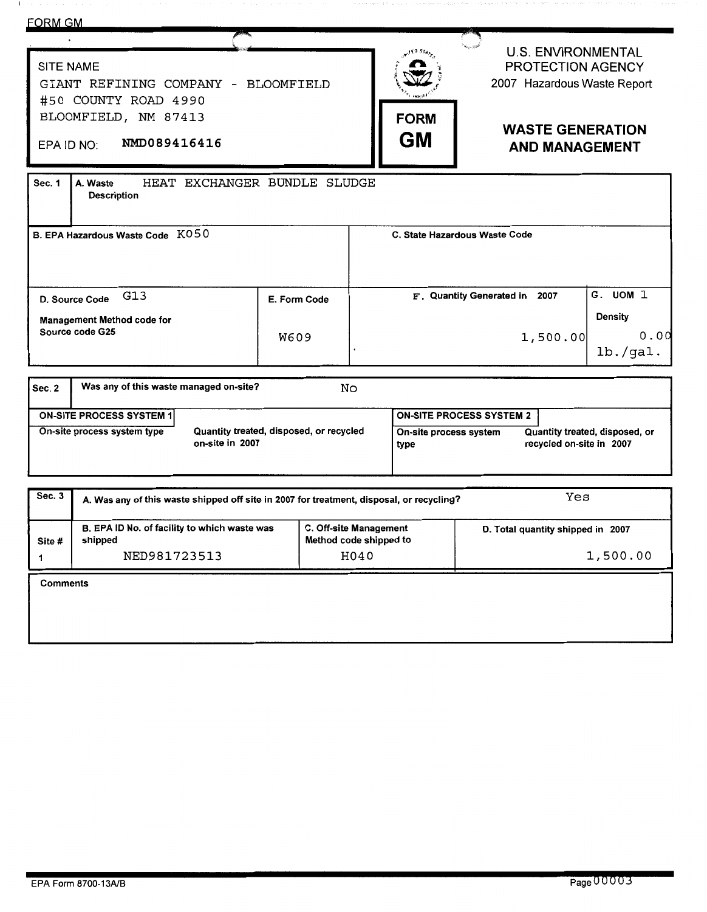FORM GM

| SITE NAME | |
|---|---|
| GIANT REFINING COMPANY - BLOOMFIELD | |
| #50 COUNTY ROAD 4990 | |
| BLOOMFIELD, NM 87413 | |
| EPA ID NO: | NMD089416416 |

**FORM GM**

U.S. ENVIRONMENTAL PROTECTION AGENCY
2007 Hazardous Waste Report

## WASTE GENERATION AND MANAGEMENT

| Sec. 1 | A. Waste Description | HEAT EXCHANGER BUNDLE SLUDGE | |
|---|---|---|---|
| B. EPA Hazardous Waste Code | K050 | C. State Hazardous Waste Code | |
| D. Source Code G13<br>Management Method code for Source code G25 | E. Form Code<br>W609 | F. Quantity Generated in 2007<br>1,500.00 | G. UOM 1<br>Density 0.00 lb./gal. |

| Sec. 2 | Was any of this waste managed on-site? | No | |
|---|---|---|---|
| ON-SITE PROCESS SYSTEM 1 | | ON-SITE PROCESS SYSTEM 2 | |
| On-site process system type | Quantity treated, disposed, or recycled on-site in 2007 | On-site process system type | Quantity treated, disposed, or recycled on-site in 2007 |
| | | | |

| Sec. 3 | A. Was any of this waste shipped off site in 2007 for treatment, disposal, or recycling? | | Yes |
|---|---|---|---|
| Site # | B. EPA ID No. of facility to which waste was shipped | C. Off-site Management Method code shipped to | D. Total quantity shipped in 2007 |
| 1 | NED981723513 | H040 | 1,500.00 |

**Comments**

EPA Form 8700-13A/B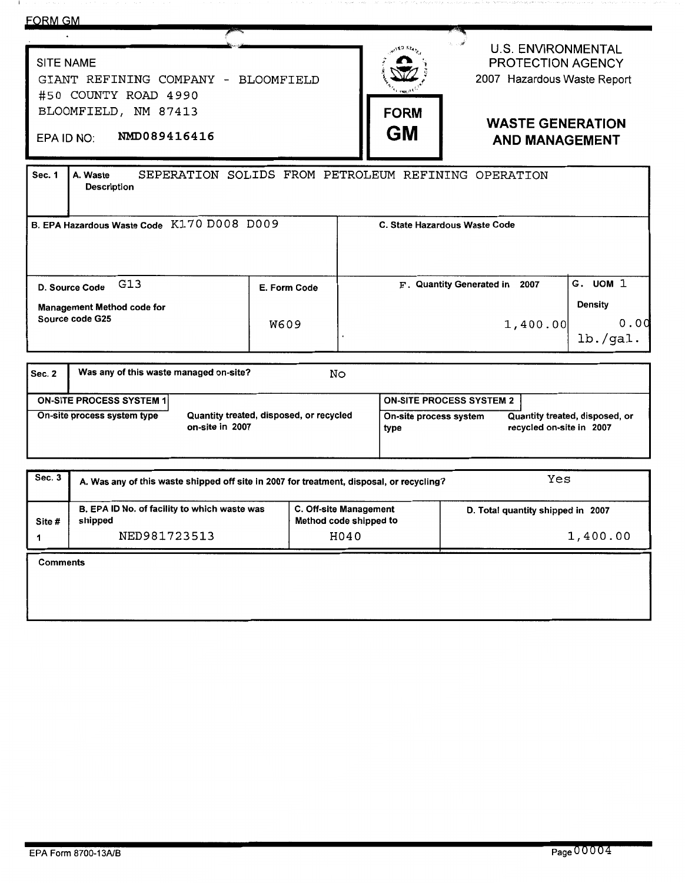FORM GM

| | |
|---|---|
| SITE NAME<br>GIANT REFINING COMPANY - BLOOMFIELD<br>#50 COUNTY ROAD 4990<br>BLOOMFIELD, NM 87413<br>EPA ID NO: NMD089416416 | **FORM GM** |

U.S. ENVIRONMENTAL PROTECTION AGENCY
2007 Hazardous Waste Report

## WASTE GENERATION AND MANAGEMENT

| Sec. 1 | A. Waste Description | SEPERATION SOLIDS FROM PETROLEUM REFINING OPERATION | |
|---|---|---|---|
| B. EPA Hazardous Waste Code K170 D008 D009 | | C. State Hazardous Waste Code | |
| D. Source Code G13<br>Management Method code for Source code G25 | E. Form Code<br>W609 | F. Quantity Generated in 2007<br>1,400.00 | G. UOM 1<br>Density<br>0.00<br>lb./gal. |

| Sec. 2 | Was any of this waste managed on-site? | No | |
|---|---|---|---|
| **ON-SITE PROCESS SYSTEM 1** | | **ON-SITE PROCESS SYSTEM 2** | |
| On-site process system type | Quantity treated, disposed, or recycled on-site in 2007 | On-site process system type | Quantity treated, disposed, or recycled on-site in 2007 |
| | | | |

| Sec. 3 | A. Was any of this waste shipped off site in 2007 for treatment, disposal, or recycling? | | Yes |
|---|---|---|---|
| Site # | B. EPA ID No. of facility to which waste was shipped | C. Off-site Management Method code shipped to | D. Total quantity shipped in 2007 |
| 1 | NED981723513 | H040 | 1,400.00 |

Comments

EPA Form 8700-13A/B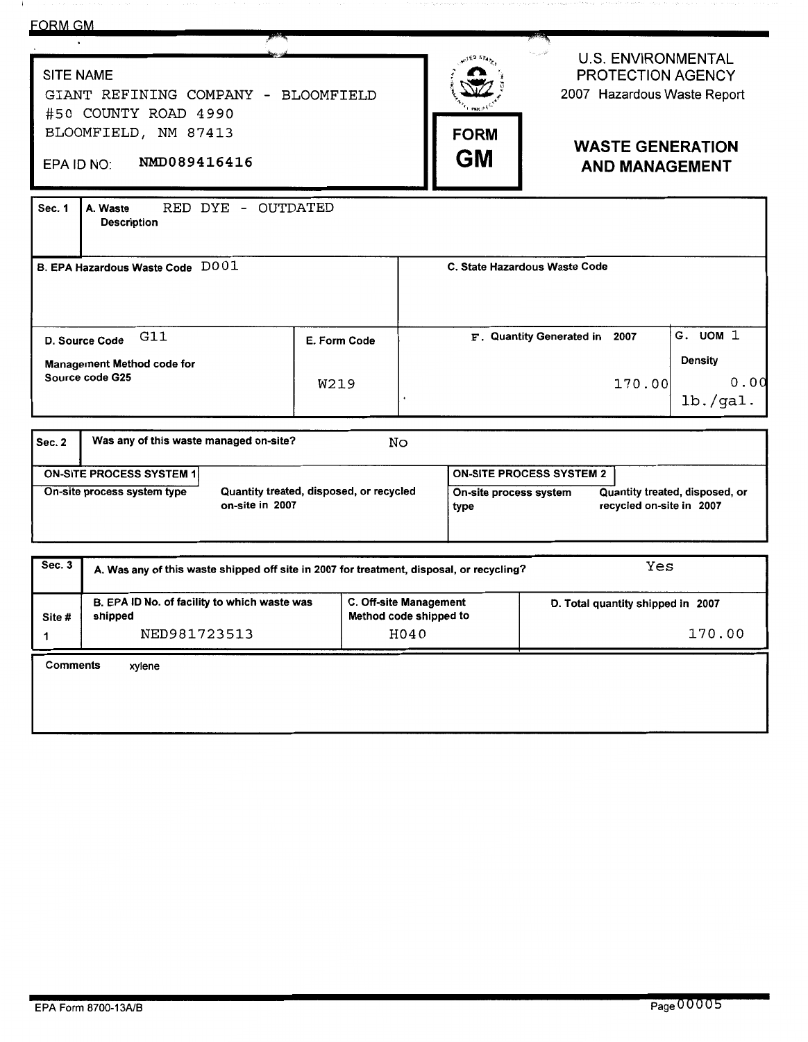FORM GM

| SITE NAME | |
|---|---|
| GIANT REFINING COMPANY - BLOOMFIELD<br>#50 COUNTY ROAD 4990<br>BLOOMFIELD, NM 87413 | |
| EPA ID NO: NMD089416416 | |

**FORM GM**

U.S. ENVIRONMENTAL PROTECTION AGENCY
2007 Hazardous Waste Report

## WASTE GENERATION AND MANAGEMENT

| Sec. 1 | A. Waste Description | RED DYE - OUTDATED | | |
|---|---|---|---|---|
| **B. EPA Hazardous Waste Code** D001 | | | **C. State Hazardous Waste Code** | |
| **D. Source Code** G11<br>**Management Method code for Source code G25** | | **E. Form Code**<br>W219 | **F. Quantity Generated in 2007**<br>170.00 | **G. UOM** 1<br>**Density**<br>0.00<br>lb./gal. |

| Sec. 2 | Was any of this waste managed on-site? | No | |
|---|---|---|---|
| **ON-SITE PROCESS SYSTEM 1** | | **ON-SITE PROCESS SYSTEM 2** | |
| On-site process system type | Quantity treated, disposed, or recycled on-site in 2007 | On-site process system type | Quantity treated, disposed, or recycled on-site in 2007 |
| | | | |

| Sec. 3 | A. Was any of this waste shipped off site in 2007 for treatment, disposal, or recycling? | | Yes |
|---|---|---|---|
| **Site #** | **B. EPA ID No. of facility to which waste was shipped** | **C. Off-site Management Method code shipped to** | **D. Total quantity shipped in 2007** |
| 1 | NED981723513 | H040 | 170.00 |

**Comments** xylene

EPA Form 8700-13A/B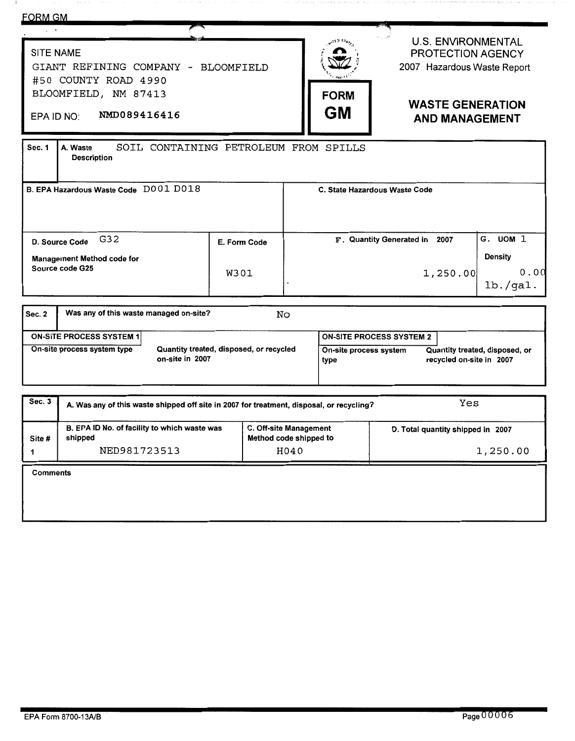FORM GM

| SITE NAME | | |
|---|---|---|
| GIANT REFINING COMPANY - BLOOMFIELD<br>#50 COUNTY ROAD 4990<br>BLOOMFIELD, NM 87413<br><br>EPA ID NO: NMD089416416 | **FORM GM** | U.S. ENVIRONMENTAL PROTECTION AGENCY<br>2007 Hazardous Waste Report<br><br>**WASTE GENERATION AND MANAGEMENT** |

| Sec. 1 | A. Waste Description | SOIL CONTAINING PETROLEUM FROM SPILLS | |
|---|---|---|---|
| **B. EPA Hazardous Waste Code** D001 D018 | | **C. State Hazardous Waste Code** | |
| **D. Source Code** G32<br><br>**Management Method code for Source code G25** | **E. Form Code**<br><br>W301 | **F. Quantity Generated in 2007**<br><br>1,250.00 | **G. UOM** 1<br>**Density**<br>0.00 lb./gal. |

| Sec. 2 | Was any of this waste managed on-site? | No | |
|---|---|---|---|
| **ON-SITE PROCESS SYSTEM 1** | | **ON-SITE PROCESS SYSTEM 2** | |
| On-site process system type | Quantity treated, disposed, or recycled on-site in 2007 | On-site process system type | Quantity treated, disposed, or recycled on-site in 2007 |
| | | | |

| Sec. 3 | A. Was any of this waste shipped off site in 2007 for treatment, disposal, or recycling? | | Yes |
|---|---|---|---|
| **Site #** | **B. EPA ID No. of facility to which waste was shipped** | **C. Off-site Management Method code shipped to** | **D. Total quantity shipped in 2007** |
| 1 | NED981723513 | H040 | 1,250.00 |

**Comments**

EPA Form 8700-13A/B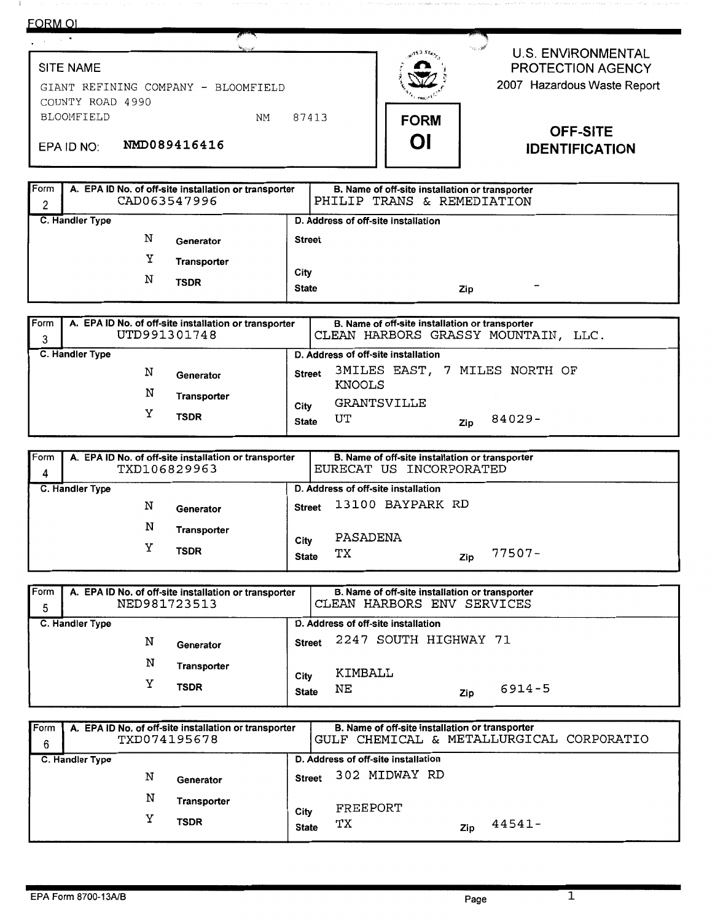FORM OI

SITE NAME
GIANT REFINING COMPANY - BLOOMFIELD
COUNTY ROAD 4990
BLOOMFIELD NM 87413

EPA ID NO: NMD089416416

U.S. ENVIRONMENTAL PROTECTION AGENCY
2007 Hazardous Waste Report

**FORM OI**

## OFF-SITE IDENTIFICATION

| Form | A. EPA ID No. of off-site installation or transporter | B. Name of off-site installation or transporter |
|---|---|---|
| 2 | CAD063547996 | PHILIP TRANS & REMEDIATION |

| C. Handler Type | | D. Address of off-site installation | |
|---|---|---|---|
| N | Generator | Street | |
| Y | Transporter | City | |
| N | TSDR | State | Zip - |

| Form | A. EPA ID No. of off-site installation or transporter | B. Name of off-site installation or transporter |
|---|---|---|
| 3 | UTD991301748 | CLEAN HARBORS GRASSY MOUNTAIN, LLC. |

| C. Handler Type | | D. Address of off-site installation | |
|---|---|---|---|
| N | Generator | Street | 3MILES EAST, 7 MILES NORTH OF KNOOLS |
| N | Transporter | City | GRANTSVILLE |
| Y | TSDR | State | UT Zip 84029- |

| Form | A. EPA ID No. of off-site installation or transporter | B. Name of off-site installation or transporter |
|---|---|---|
| 4 | TXD106829963 | EURECAT US INCORPORATED |

| C. Handler Type | | D. Address of off-site installation | |
|---|---|---|---|
| N | Generator | Street | 13100 BAYPARK RD |
| N | Transporter | City | PASADENA |
| Y | TSDR | State | TX Zip 77507- |

| Form | A. EPA ID No. of off-site installation or transporter | B. Name of off-site installation or transporter |
|---|---|---|
| 5 | NED981723513 | CLEAN HARBORS ENV SERVICES |

| C. Handler Type | | D. Address of off-site installation | |
|---|---|---|---|
| N | Generator | Street | 2247 SOUTH HIGHWAY 71 |
| N | Transporter | City | KIMBALL |
| Y | TSDR | State | NE Zip 6914-5 |

| Form | A. EPA ID No. of off-site installation or transporter | B. Name of off-site installation or transporter |
|---|---|---|
| 6 | TXD074195678 | GULF CHEMICAL & METALLURGICAL CORPORATIO |

| C. Handler Type | | D. Address of off-site installation | |
|---|---|---|---|
| N | Generator | Street | 302 MIDWAY RD |
| N | Transporter | City | FREEPORT |
| Y | TSDR | State | TX Zip 44541- |

EPA Form 8700-13A/B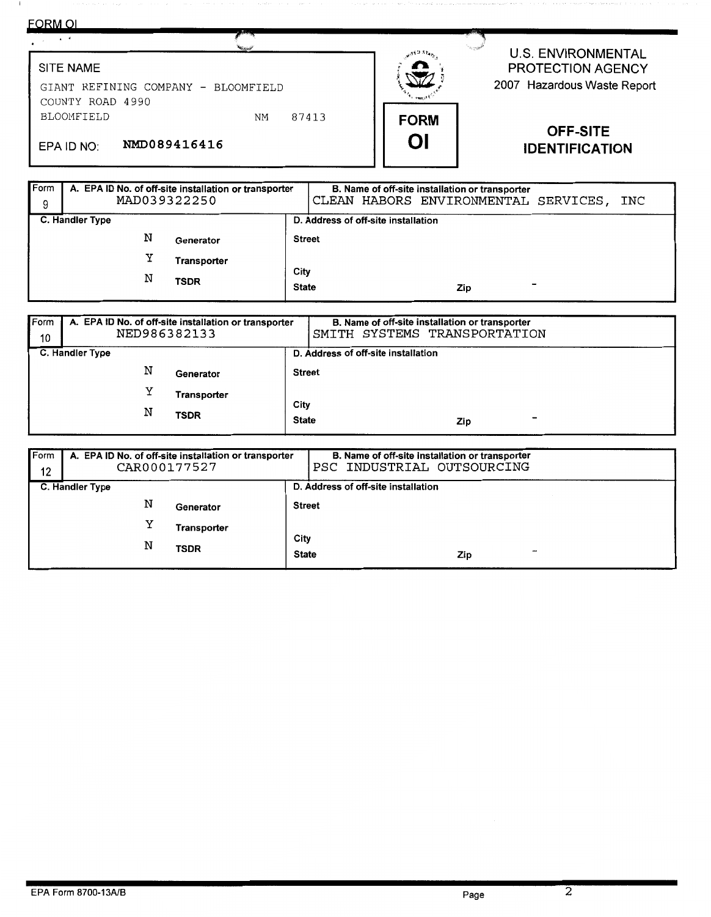FORM OI

SITE NAME
GIANT REFINING COMPANY - BLOOMFIELD
COUNTY ROAD 4990
BLOOMFIELD NM 87413

EPA ID NO: NMD089416416

**FORM OI**

U.S. ENVIRONMENTAL PROTECTION AGENCY
2007 Hazardous Waste Report

## OFF-SITE IDENTIFICATION

| Form | A. EPA ID No. of off-site installation or transporter | B. Name of off-site installation or transporter |
|---|---|---|
| 9 | MAD039322250 | CLEAN HABORS ENVIRONMENTAL SERVICES, INC |

| C. Handler Type | | D. Address of off-site installation |
|---|---|---|
| N | Generator | Street |
| Y | Transporter | City |
| N | TSDR | State Zip - |

| Form | A. EPA ID No. of off-site installation or transporter | B. Name of off-site installation or transporter |
|---|---|---|
| 10 | NED986382133 | SMITH SYSTEMS TRANSPORTATION |

| C. Handler Type | | D. Address of off-site installation |
|---|---|---|
| N | Generator | Street |
| Y | Transporter | City |
| N | TSDR | State Zip - |

| Form | A. EPA ID No. of off-site installation or transporter | B. Name of off-site installation or transporter |
|---|---|---|
| 12 | CAR000177527 | PSC INDUSTRIAL OUTSOURCING |

| C. Handler Type | | D. Address of off-site installation |
|---|---|---|
| N | Generator | Street |
| Y | Transporter | City |
| N | TSDR | State Zip - |

EPA Form 8700-13A/B